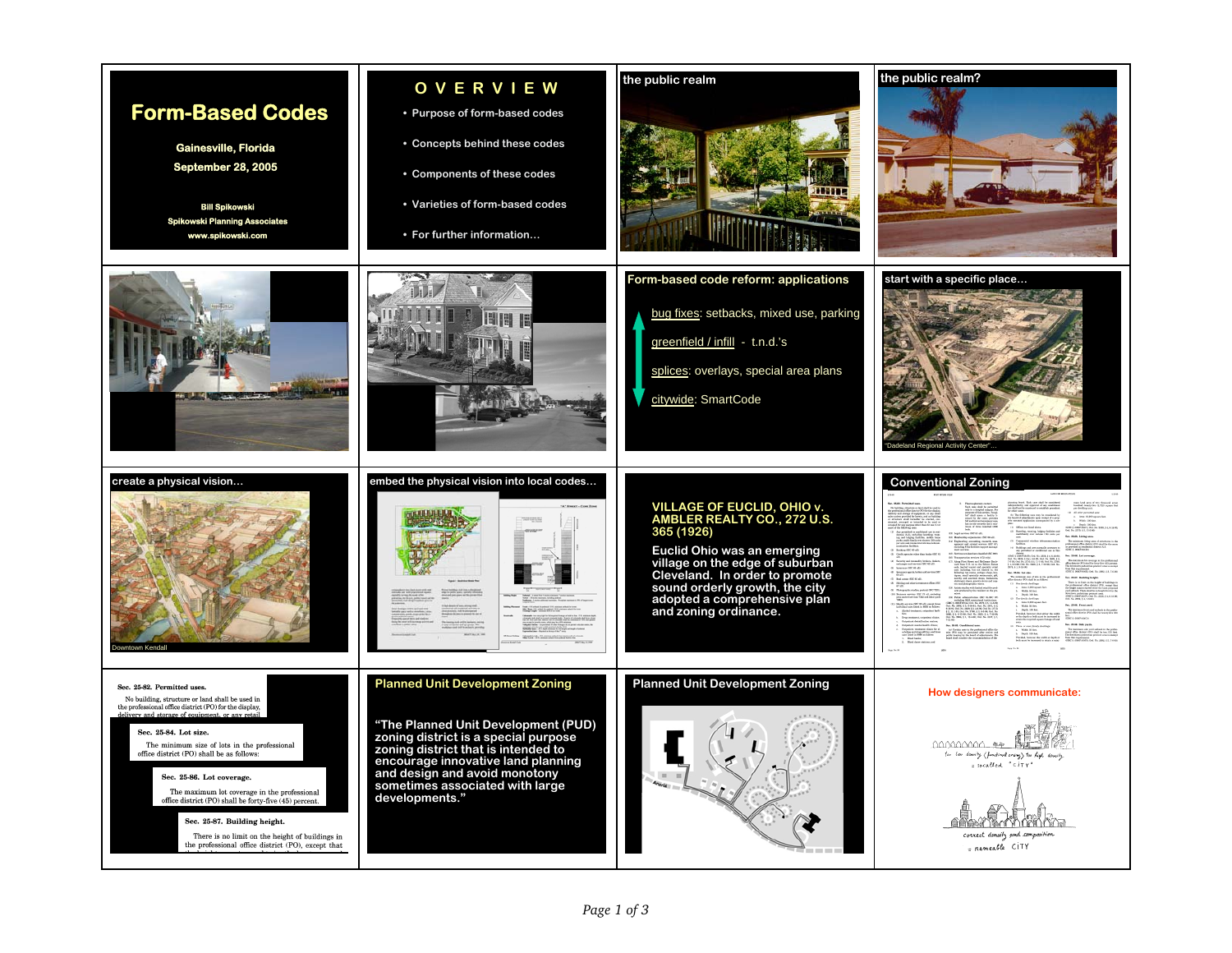# Form-Based Codes

**Gainesville, Florida**

**September 28, 2005**

**Bill Spikowski**

**Spikowski Planning Associates**

**www.spikowski.com**

## OVERVIEW

- Purpose of form-based codes
- Concepts behind these codes
- Components of these codes
- Varieties of form-based codes
- For further information…

## the public realm

## the public realm?

## Form-based code reform: applications

- bug fixes: setbacks, mixed use, parking
- greenfield / infill - t.n.d.'s
- splices: overlays, special area plans
- citywide: SmartCode

## start with a specific place…

"Dadeland Regional Activity Center"…

## create a physical vision…

Downtown Kendall

## embed the physical vision into local codes…

**VILLAGE OF EUCLID, OHIO v. AMBLER REALTY CO., 272 U.S. 365 (1926)**

**Euclid Ohio was an emerging village on the edge of suburban Cleveland. In order to promote sound orderly growth, the city adopted a comprehensive plan and zoning ordinance.**

## Conventional Zoning

**Sec. 25-82. Permitted uses.**

No building, structure or land shall be used in the professional office district (PO) for the display, delivery and storage of equipment, or any retail

**Sec. 25-84. Lot size.**

The minimum size of lots in the professional office district (PO) shall be as follows:

**Sec. 25-86. Lot coverage.**

The maximum lot coverage in the professional office district (PO) shall be forty-five (45) percent.

**Sec. 25-87. Building height.**

There is no limit on the height of buildings in the professional office district (PO), except that

## Planned Unit Development Zoning

**"The Planned Unit Development (PUD) zoning district is a special purpose zoning district that is intended to encourage innovative land planning and design and avoid monotony sometimes associated with large developments."**

## Planned Unit Development Zoning

## How designers communicate:

for low density (functional zoning) to high density = localled "CITY"

correct density and composition = nameable CITY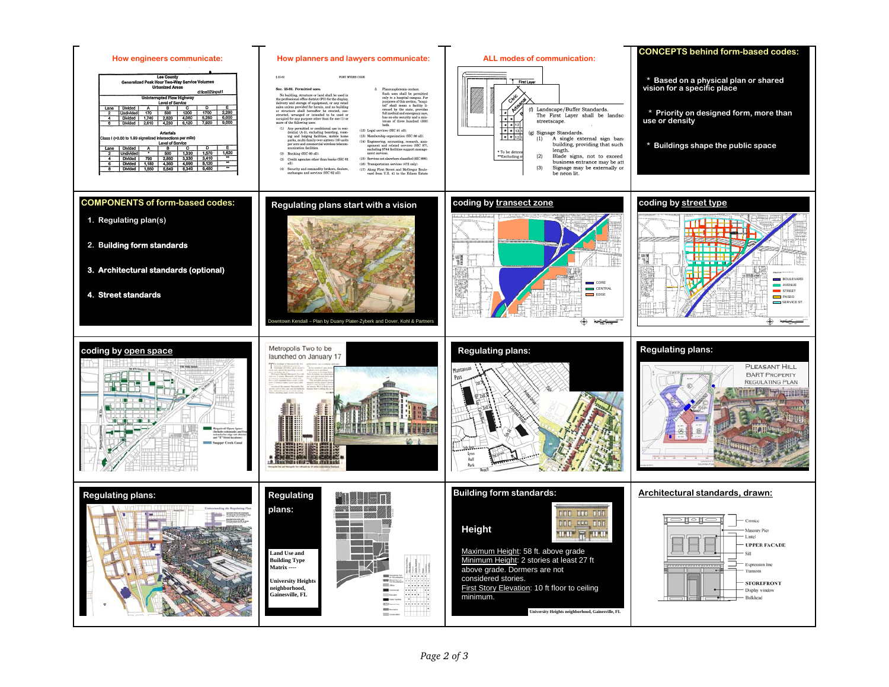## How engineers communicate:

Lee County
Generalized Peak Hour Two-Way Service Volumes
Urbanized Areas

d:\los02\input1

| | | Uninterrupted Flow Highway | | | | | |
|---|---|---|---|---|---|---|---|
| | | Level of Service | | | | | |
| Lane | Divided | A | B | C | D | E |
| 2 | Undivided | 170 | 590 | 1200 | 1700 | 2,280 |
| 4 | Divided | 1,740 | 2,820 | 4,080 | 5,280 | 6,000 |
| 6 | Divided | 2,610 | 4,230 | 6,120 | 7,920 | 9,000 |

Arterials
Class I (>0.00 to 1.99 signalized intersections per mile)

| | | Level of Service | | | | |
|---|---|---|---|---|---|---|
| Lane | Divided | A | B | C | D | E |
| 2 | Undivided | * | 500 | 1,330 | 1,570 | 1,620 |
| 4 | Divided | 790 | 2,850 | 3,330 | 3,410 | ** |
| 6 | Divided | 1,180 | 4,360 | 4,990 | 5,120 | ** |
| 8 | Divided | 1,550 | 5,840 | 6,340 | 6,450 | ** |

## How planners and lawyers communicate:

§ 25-82 FORT MYERS CODE

**Sec. 25-82. Permitted uses.**

No building, structure or land shall be used in the professional office district (PO) for the display, delivery and storage of equipment, or any retail sales uses provided for herein, and no building or structure shall hereafter be erected, constructed, arranged or intended to be used or occupied for any purpose other than for one (1) or more of the following uses:

(1) Any permitted or conditional use in residential (A-3), excluding boarding, rooming and lodging facilities, mobile home parks, multi-family over sixteen (16) units per acre and commercial wireless telecommunication facilities.

(2) Banking (SIC 60 all).

(3) Credit agencies other than banks (SIC 61 all).

(4) Security and commodity brokers, dealers, exchanges and services (SIC 62 all).

3. Plasmapheresis centers. Such uses shall be permitted only in a hospital campus. For purposes of this section, "hospital" shall mean a facility licensed by the state, provides full medical and emergency care, has on-site security and a minimum of three hundred (300) beds.

(12) Legal services (SIC 81 all).

(13) Membership organization (SIC 86 all).

(14) Engineering, accounting, research, management and related services (SIC 87), excluding 8744 facilities support management services.

(15) Services not elsewhere classified (SIC 899).

(16) Transportation services (472 only).

(17) Along First Street and McGregor Boulevard from U.S. 41 to the Edison Estate

## ALL modes of communication:

(f) Landscape/Buffer Standards. The First Layer shall be landsc streetscape.

(g) Signage Standards.
(1) A single external sign ban building, providing that such length.
(2) Blade signs, not to exceed business entrance may be att
(3) Signage may be externally or be neon lit.

## CONCEPTS behind form-based codes:

* Based on a physical plan or shared vision for a specific place
* Priority on designed form, more than use or density
* Buildings shape the public space

## COMPONENTS of form-based codes:

1. Regulating plan(s)
2. Building form standards
3. Architectural standards (optional)
4. Street standards

## Regulating plans start with a vision

Downtown Kendall – Plan by Duany Plater-Zyberk and Dover, Kohl & Partners

## coding by transect zone

CORE
CENTRAL
EDGE

## coding by street type

BOULEVARD
AVENUE
STREET
PASEO
SERVICE ST.

## coding by open space

Required Open Space
Snapper Creek Canal

Metropolis Two to be launched on January 17

## Regulating plans:

## Regulating plans:

PLEASANT HILL BART PROPERTY REGULATING PLAN

## Regulating plans:

## Regulating plans:

Land Use and Building Type Matrix ----

University Heights neighborhood, Gainesville, FL

## Building form standards:

### Height

Maximum Height: 58 ft. above grade
Minimum Height: 2 stories at least 27 ft above grade. Dormers are not considered stories.
First Story Elevation: 10 ft floor to ceiling minimum.

University Heights neighborhood, Gainesville, FL

## Architectural standards, drawn:

Cornice
Masonry Pier
Lintel
UPPER FACADE
Sill
Expression line
Transom
STOREFRONT
Display window
Bulkhead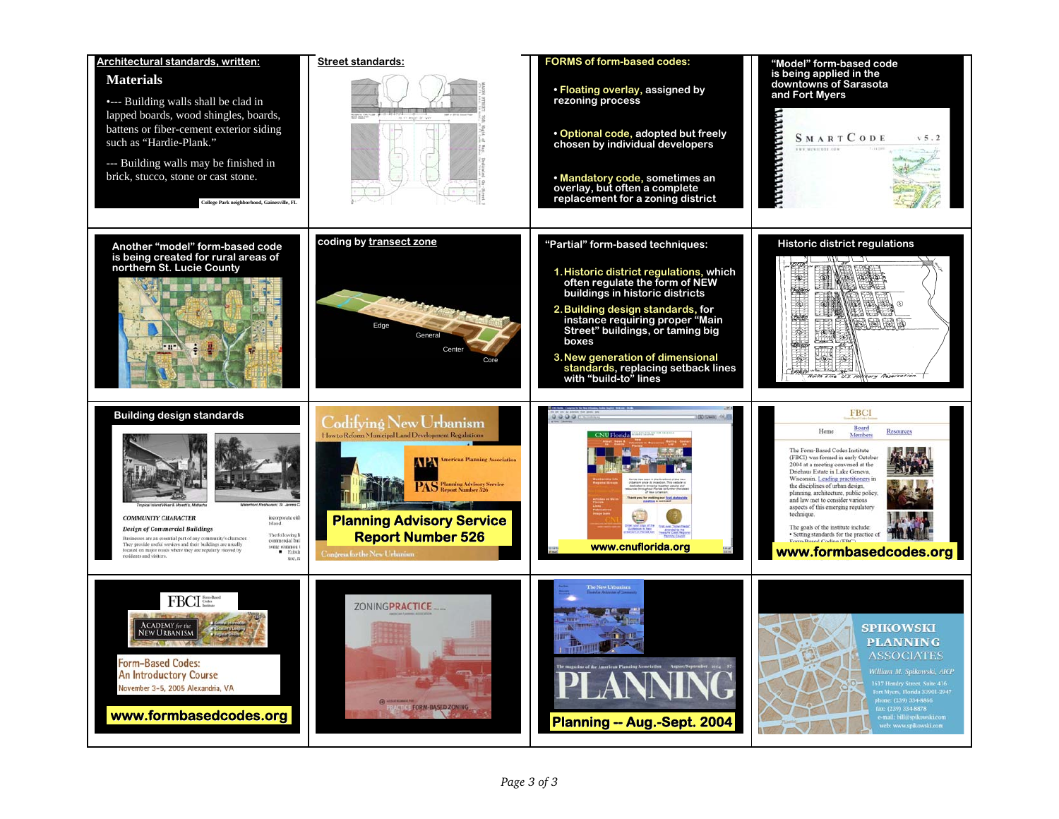**Architectural standards, written:**

### Materials

•--- Building walls shall be clad in lapped boards, wood shingles, boards, battens or fiber-cement exterior siding such as "Hardie-Plank."

--- Building walls may be finished in brick, stucco, stone or cast stone.

College Park neighborhood, Gainesville, FL

**Street standards:**

**FORMS of form-based codes:**

- **Floating overlay,** assigned by rezoning process
- **Optional code,** adopted but freely chosen by individual developers
- **Mandatory code,** sometimes an overlay, but often a complete replacement for a zoning district

**"Model" form-based code is being applied in the downtowns of Sarasota and Fort Myers**

SmartCode v5.2

**Another "model" form-based code is being created for rural areas of northern St. Lucie County**

**coding by transect zone**

Edge

General

Center

Core

**"Partial" form-based techniques:**

1. **Historic district regulations,** which often regulate the form of NEW buildings in historic districts
2. **Building design standards,** for instance requiring proper "Main Street" buildings, or taming big boxes
3. **New generation of dimensional standards,** replacing setback lines with "build-to" lines

**Historic district regulations**

**Building design standards**

Codifying New Urbanism

How to Reform Municipal Land Development Regulations

American Planning Association

PAS Planning Advisory Service Report Number 526

Congress for the New Urbanism

**Planning Advisory Service Report Number 526**

**www.cnuflorida.org**

**www.formbasedcodes.org**

FBCI

Academy for the New Urbanism

Form-Based Codes: An Introductory Course

November 3-5, 2005 Alexandria, VA

**www.formbasedcodes.org**

ZONING PRACTICE

PLANNING

**Planning -- Aug.-Sept. 2004**

SPIKOWSKI PLANNING ASSOCIATES

William M. Spikowski, AICP

1617 Hendry Street, Suite 416

Fort Myers, Florida 33901-2947

phone: (239) 334-8866

fax: (239) 334-8878

e-mail: bill@spikowski.com

web: www.spikowski.com